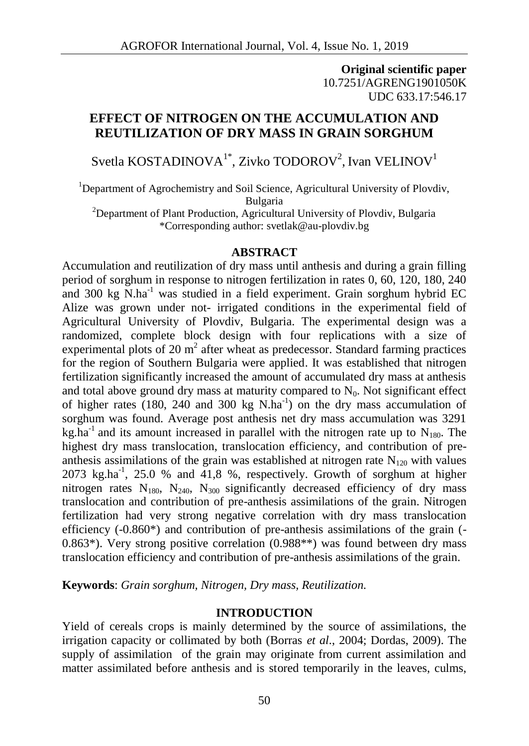**Original scientific paper**
10.7251/AGRENG1901050K
UDC 633.17:546.17

# EFFECT OF NITROGEN ON THE ACCUMULATION AND REUTILIZATION OF DRY MASS IN GRAIN SORGHUM

Svetla KOSTADINOVA[1*], Zivko TODOROV[2], Ivan VELINOV[1]

[1]Department of Agrochemistry and Soil Science, Agricultural University of Plovdiv, Bulgaria
[2]Department of Plant Production, Agricultural University of Plovdiv, Bulgaria
*Corresponding author: svetlak@au-plovdiv.bg

## ABSTRACT

Accumulation and reutilization of dry mass until anthesis and during a grain filling period of sorghum in response to nitrogen fertilization in rates 0, 60, 120, 180, 240 and 300 kg N.ha$^{-1}$ was studied in a field experiment. Grain sorghum hybrid EC Alize was grown under not- irrigated conditions in the experimental field of Agricultural University of Plovdiv, Bulgaria. The experimental design was a randomized, complete block design with four replications with a size of experimental plots of 20 m$^2$ after wheat as predecessor. Standard farming practices for the region of Southern Bulgaria were applied. It was established that nitrogen fertilization significantly increased the amount of accumulated dry mass at anthesis and total above ground dry mass at maturity compared to $N_0$. Not significant effect of higher rates (180, 240 and 300 kg N.ha$^{-1}$) on the dry mass accumulation of sorghum was found. Average post anthesis net dry mass accumulation was 3291 kg.ha$^{-1}$ and its amount increased in parallel with the nitrogen rate up to $N_{180}$. The highest dry mass translocation, translocation efficiency, and contribution of pre-anthesis assimilations of the grain was established at nitrogen rate $N_{120}$ with values 2073 kg.ha$^{-1}$, 25.0 % and 41,8 %, respectively. Growth of sorghum at higher nitrogen rates $N_{180}$, $N_{240}$, $N_{300}$ significantly decreased efficiency of dry mass translocation and contribution of pre-anthesis assimilations of the grain. Nitrogen fertilization had very strong negative correlation with dry mass translocation efficiency (-0.860*) and contribution of pre-anthesis assimilations of the grain (-0.863*). Very strong positive correlation (0.988**) was found between dry mass translocation efficiency and contribution of pre-anthesis assimilations of the grain.

**Keywords**: *Grain sorghum, Nitrogen, Dry mass, Reutilization.*

## INTRODUCTION

Yield of cereals crops is mainly determined by the source of assimilations, the irrigation capacity or collimated by both (Borras *et al*., 2004; Dordas, 2009). The supply of assimilation of the grain may originate from current assimilation and matter assimilated before anthesis and is stored temporarily in the leaves, culms,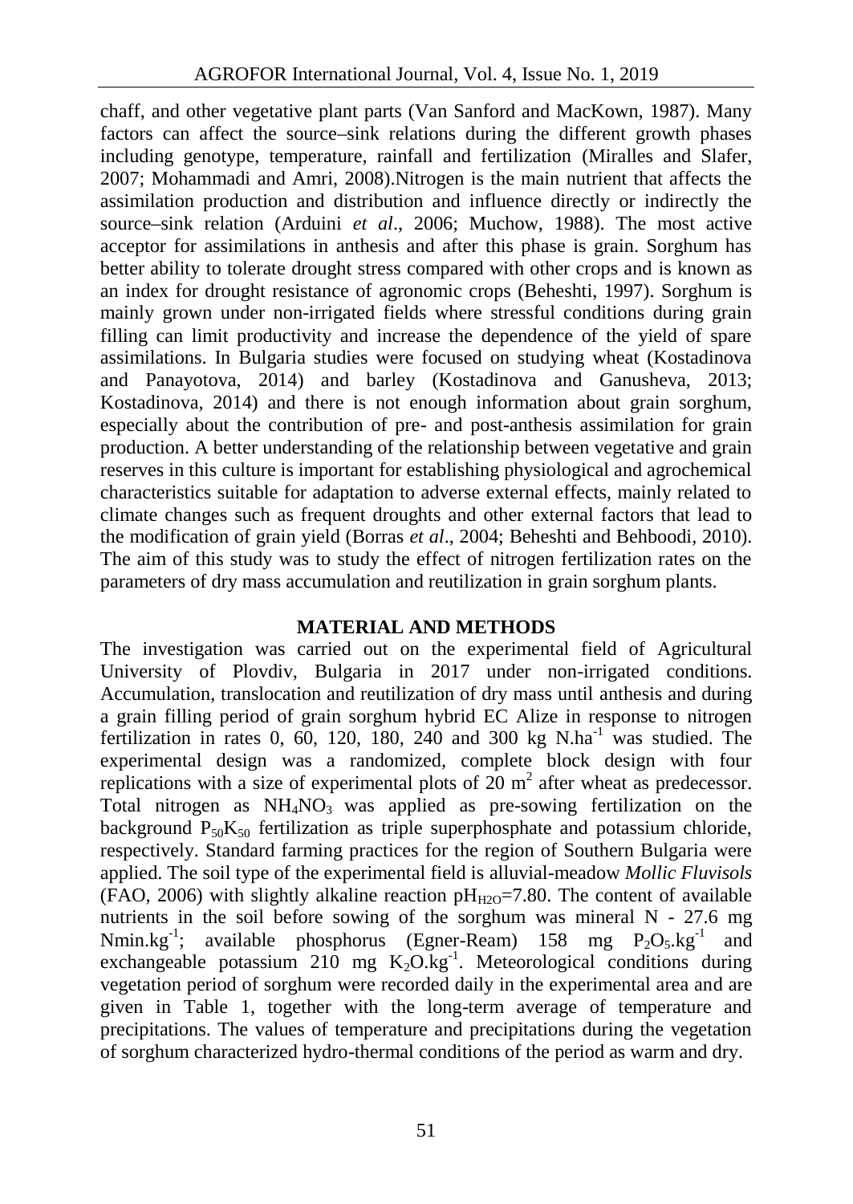chaff, and other vegetative plant parts (Van Sanford and MacKown, 1987). Many factors can affect the source–sink relations during the different growth phases including genotype, temperature, rainfall and fertilization (Miralles and Slafer, 2007; Mohammadi and Amri, 2008).Nitrogen is the main nutrient that affects the assimilation production and distribution and influence directly or indirectly the source–sink relation (Arduini *et al*., 2006; Muchow, 1988). The most active acceptor for assimilations in anthesis and after this phase is grain. Sorghum has better ability to tolerate drought stress compared with other crops and is known as an index for drought resistance of agronomic crops (Beheshti, 1997). Sorghum is mainly grown under non-irrigated fields where stressful conditions during grain filling can limit productivity and increase the dependence of the yield of spare assimilations. In Bulgaria studies were focused on studying wheat (Kostadinova and Panayotova, 2014) and barley (Kostadinova and Ganusheva, 2013; Kostadinova, 2014) and there is not enough information about grain sorghum, especially about the contribution of pre- and post-anthesis assimilation for grain production. A better understanding of the relationship between vegetative and grain reserves in this culture is important for establishing physiological and agrochemical characteristics suitable for adaptation to adverse external effects, mainly related to climate changes such as frequent droughts and other external factors that lead to the modification of grain yield (Borras *et al*., 2004; Beheshti and Behboodi, 2010). The aim of this study was to study the effect of nitrogen fertilization rates on the parameters of dry mass accumulation and reutilization in grain sorghum plants.

## MATERIAL AND METHODS

The investigation was carried out on the experimental field of Agricultural University of Plovdiv, Bulgaria in 2017 under non-irrigated conditions. Accumulation, translocation and reutilization of dry mass until anthesis and during a grain filling period of grain sorghum hybrid EC Alize in response to nitrogen fertilization in rates 0, 60, 120, 180, 240 and 300 kg $N.ha^{-1}$ was studied. The experimental design was a randomized, complete block design with four replications with a size of experimental plots of 20 $m^2$ after wheat as predecessor. Total nitrogen as $NH_4NO_3$ was applied as pre-sowing fertilization on the background $P_{50}K_{50}$ fertilization as triple superphosphate and potassium chloride, respectively. Standard farming practices for the region of Southern Bulgaria were applied. The soil type of the experimental field is alluvial-meadow *Mollic Fluvisols* (FAO, 2006) with slightly alkaline reaction $pH_{H2O}$=7.80. The content of available nutrients in the soil before sowing of the sorghum was mineral N - 27.6 mg $Nmin.kg^{-1}$; available phosphorus (Egner-Ream) 158 mg $P_2O_5.kg^{-1}$ and exchangeable potassium 210 mg $K_2O.kg^{-1}$. Meteorological conditions during vegetation period of sorghum were recorded daily in the experimental area and are given in Table 1, together with the long-term average of temperature and precipitations. The values of temperature and precipitations during the vegetation of sorghum characterized hydro-thermal conditions of the period as warm and dry.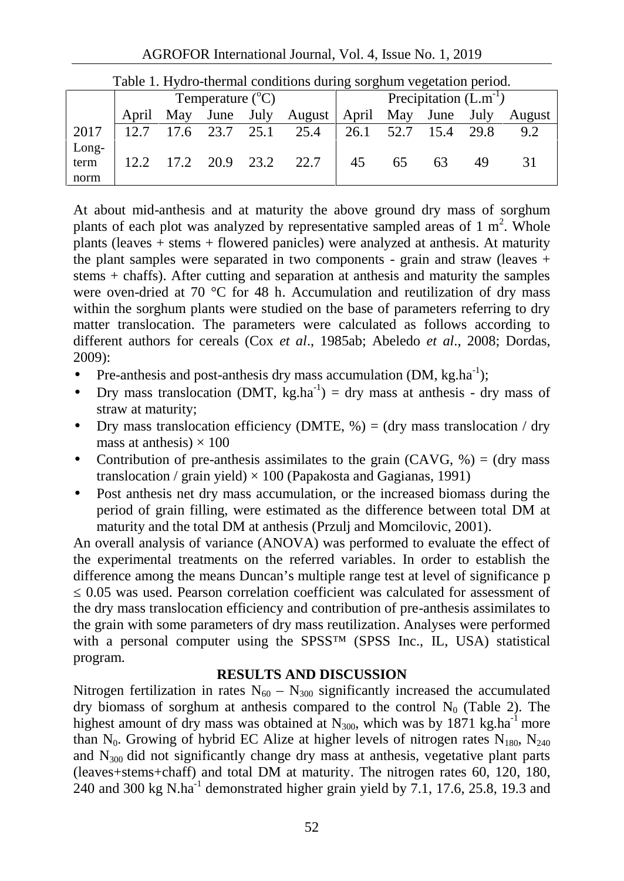Table 1. Hydro-thermal conditions during sorghum vegetation period.

| | Temperature ($^{o}$C) | | | | | Precipitation (L.m$^{-1}$) | | | | |
|---|---|---|---|---|---|---|---|---|---|---|
| | April | May | June | July | August | April | May | June | July | August |
| 2017 | 12.7 | 17.6 | 23.7 | 25.1 | 25.4 | 26.1 | 52.7 | 15.4 | 29.8 | 9.2 |
| Long-term norm | 12.2 | 17.2 | 20.9 | 23.2 | 22.7 | 45 | 65 | 63 | 49 | 31 |

At about mid-anthesis and at maturity the above ground dry mass of sorghum plants of each plot was analyzed by representative sampled areas of 1 m$^2$. Whole plants (leaves + stems + flowered panicles) were analyzed at anthesis. At maturity the plant samples were separated in two components - grain and straw (leaves + stems + chaffs). After cutting and separation at anthesis and maturity the samples were oven-dried at 70 °C for 48 h. Accumulation and reutilization of dry mass within the sorghum plants were studied on the base of parameters referring to dry matter translocation. The parameters were calculated as follows according to different authors for cereals (Cox *et al*., 1985ab; Abeledo *et al*., 2008; Dordas, 2009):

- Pre-anthesis and post-anthesis dry mass accumulation (DM, kg.ha$^{-1}$);
- Dry mass translocation (DMT, kg.ha$^{-1}$) = dry mass at anthesis - dry mass of straw at maturity;
- Dry mass translocation efficiency (DMTE, %) = (dry mass translocation / dry mass at anthesis) × 100
- Contribution of pre-anthesis assimilates to the grain (CAVG, %) = (dry mass translocation / grain yield) × 100 (Papakosta and Gagianas, 1991)
- Post anthesis net dry mass accumulation, or the increased biomass during the period of grain filling, were estimated as the difference between total DM at maturity and the total DM at anthesis (Przulj and Momcilovic, 2001).

An overall analysis of variance (ANOVA) was performed to evaluate the effect of the experimental treatments on the referred variables. In order to establish the difference among the means Duncan's multiple range test at level of significance $p \leq 0.05$ was used. Pearson correlation coefficient was calculated for assessment of the dry mass translocation efficiency and contribution of pre-anthesis assimilates to the grain with some parameters of dry mass reutilization. Analyses were performed with a personal computer using the SPSS™ (SPSS Inc., IL, USA) statistical program.

## RESULTS AND DISCUSSION

Nitrogen fertilization in rates $N_{60}$ – $N_{300}$ significantly increased the accumulated dry biomass of sorghum at anthesis compared to the control $N_0$ (Table 2). The highest amount of dry mass was obtained at $N_{300}$, which was by 1871 kg.ha$^{-1}$ more than $N_0$. Growing of hybrid EC Alize at higher levels of nitrogen rates $N_{180}$, $N_{240}$ and $N_{300}$ did not significantly change dry mass at anthesis, vegetative plant parts (leaves+stems+chaff) and total DM at maturity. The nitrogen rates 60, 120, 180, 240 and 300 kg N.ha$^{-1}$ demonstrated higher grain yield by 7.1, 17.6, 25.8, 19.3 and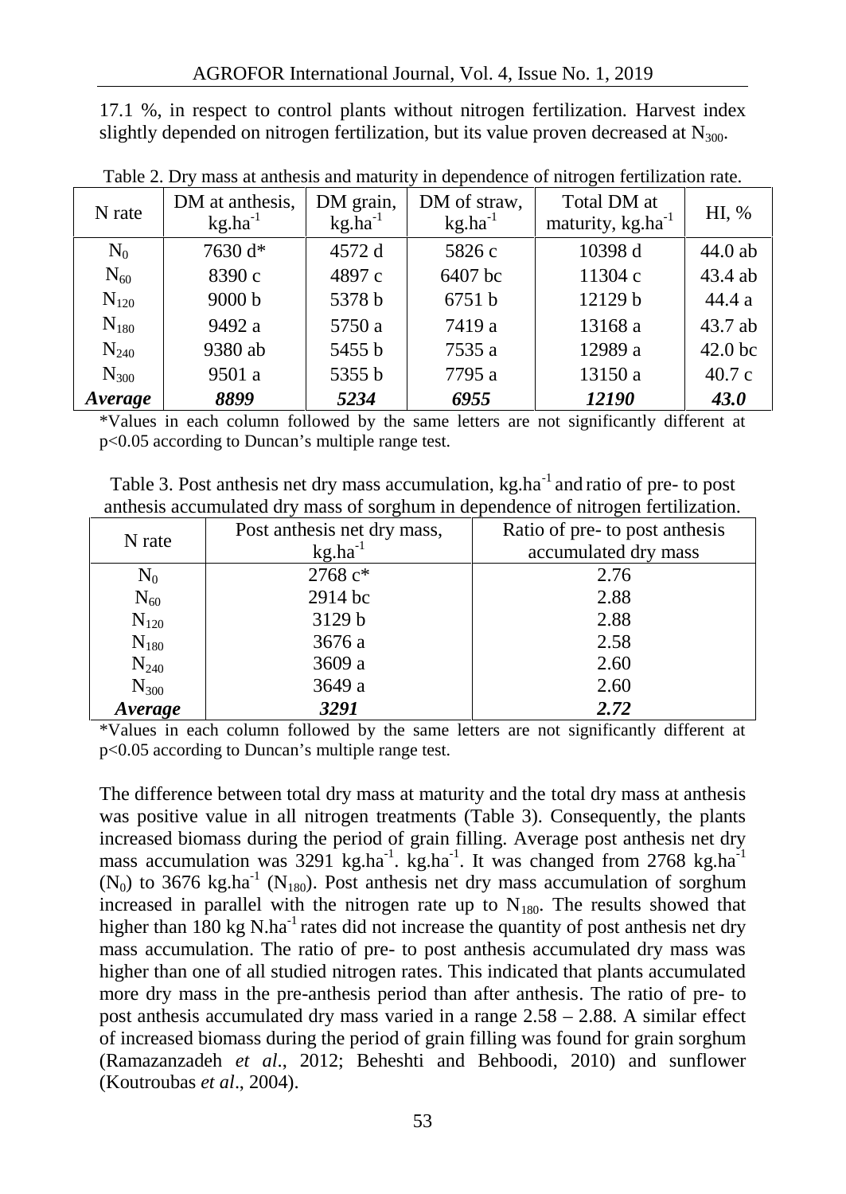17.1 %, in respect to control plants without nitrogen fertilization. Harvest index slightly depended on nitrogen fertilization, but its value proven decreased at $N_{300}$.

Table 2. Dry mass at anthesis and maturity in dependence of nitrogen fertilization rate.

| N rate | DM at anthesis, $kg.ha^{-1}$ | DM grain, $kg.ha^{-1}$ | DM of straw, $kg.ha^{-1}$ | Total DM at maturity, $kg.ha^{-1}$ | HI, % |
|---|---|---|---|---|---|
| $N_0$ | 7630 d* | 4572 d | 5826 c | 10398 d | 44.0 ab |
| $N_{60}$ | 8390 c | 4897 c | 6407 bc | 11304 c | 43.4 ab |
| $N_{120}$ | 9000 b | 5378 b | 6751 b | 12129 b | 44.4 a |
| $N_{180}$ | 9492 a | 5750 a | 7419 a | 13168 a | 43.7 ab |
| $N_{240}$ | 9380 ab | 5455 b | 7535 a | 12989 a | 42.0 bc |
| $N_{300}$ | 9501 a | 5355 b | 7795 a | 13150 a | 40.7 c |
| ***Average*** | ***8899*** | ***5234*** | ***6955*** | ***12190*** | ***43.0*** |

*Values in each column followed by the same letters are not significantly different at p<0.05 according to Duncan's multiple range test.

Table 3. Post anthesis net dry mass accumulation, $kg.ha^{-1}$ and ratio of pre- to post anthesis accumulated dry mass of sorghum in dependence of nitrogen fertilization.

| N rate | Post anthesis net dry mass, $kg.ha^{-1}$ | Ratio of pre- to post anthesis accumulated dry mass |
|---|---|---|
| $N_0$ | 2768 c* | 2.76 |
| $N_{60}$ | 2914 bc | 2.88 |
| $N_{120}$ | 3129 b | 2.88 |
| $N_{180}$ | 3676 a | 2.58 |
| $N_{240}$ | 3609 a | 2.60 |
| $N_{300}$ | 3649 a | 2.60 |
| ***Average*** | ***3291*** | ***2.72*** |

*Values in each column followed by the same letters are not significantly different at p<0.05 according to Duncan's multiple range test.

The difference between total dry mass at maturity and the total dry mass at anthesis was positive value in all nitrogen treatments (Table 3). Consequently, the plants increased biomass during the period of grain filling. Average post anthesis net dry mass accumulation was 3291 $kg.ha^{-1}$. $kg.ha^{-1}$. It was changed from 2768 $kg.ha^{-1}$ ($N_0$) to 3676 $kg.ha^{-1}$ ($N_{180}$). Post anthesis net dry mass accumulation of sorghum increased in parallel with the nitrogen rate up to $N_{180}$. The results showed that higher than 180 kg $N.ha^{-1}$ rates did not increase the quantity of post anthesis net dry mass accumulation. The ratio of pre- to post anthesis accumulated dry mass was higher than one of all studied nitrogen rates. This indicated that plants accumulated more dry mass in the pre-anthesis period than after anthesis. The ratio of pre- to post anthesis accumulated dry mass varied in a range 2.58 – 2.88. A similar effect of increased biomass during the period of grain filling was found for grain sorghum (Ramazanzadeh *et al*., 2012; Beheshti and Behboodi, 2010) and sunflower (Koutroubas *et al*., 2004).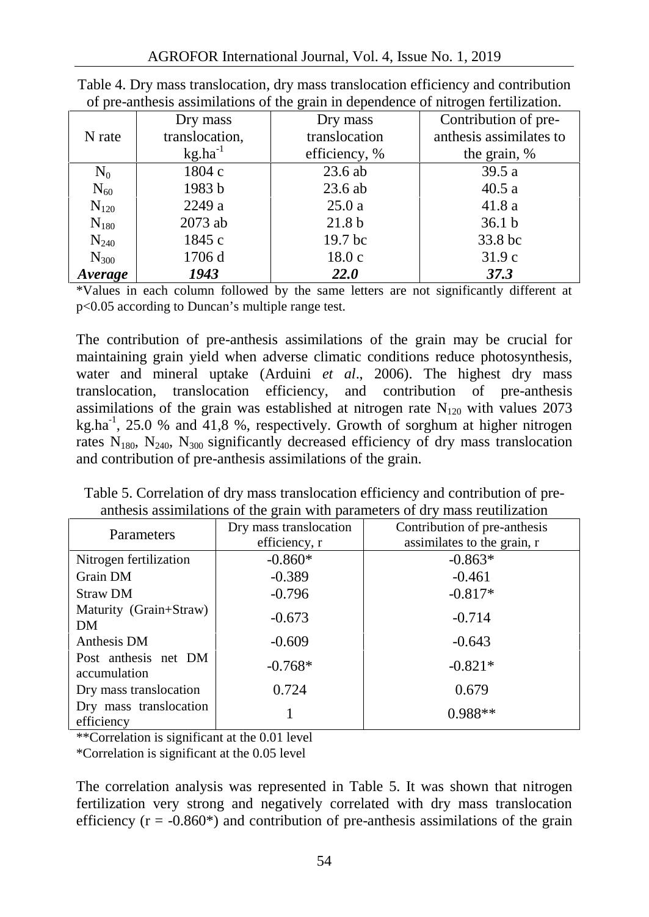Table 4. Dry mass translocation, dry mass translocation efficiency and contribution of pre-anthesis assimilations of the grain in dependence of nitrogen fertilization.

| N rate | Dry mass translocation, $kg.ha^{-1}$ | Dry mass translocation efficiency, % | Contribution of pre-anthesis assimilates to the grain, % |
|---|---|---|---|
| $N_0$ | 1804 c | 23.6 ab | 39.5 a |
| $N_{60}$ | 1983 b | 23.6 ab | 40.5 a |
| $N_{120}$ | 2249 a | 25.0 a | 41.8 a |
| $N_{180}$ | 2073 ab | 21.8 b | 36.1 b |
| $N_{240}$ | 1845 c | 19.7 bc | 33.8 bc |
| $N_{300}$ | 1706 d | 18.0 c | 31.9 c |
| ***Average*** | ***1943*** | ***22.0*** | ***37.3*** |

*Values in each column followed by the same letters are not significantly different at p<0.05 according to Duncan's multiple range test.

The contribution of pre-anthesis assimilations of the grain may be crucial for maintaining grain yield when adverse climatic conditions reduce photosynthesis, water and mineral uptake (Arduini *et al*., 2006). The highest dry mass translocation, translocation efficiency, and contribution of pre-anthesis assimilations of the grain was established at nitrogen rate $N_{120}$ with values 2073 $kg.ha^{-1}$, 25.0 % and 41,8 %, respectively. Growth of sorghum at higher nitrogen rates $N_{180}$, $N_{240}$, $N_{300}$ significantly decreased efficiency of dry mass translocation and contribution of pre-anthesis assimilations of the grain.

Table 5. Correlation of dry mass translocation efficiency and contribution of pre-anthesis assimilations of the grain with parameters of dry mass reutilization

| Parameters | Dry mass translocation efficiency, r | Contribution of pre-anthesis assimilates to the grain, r |
|---|---|---|
| Nitrogen fertilization | -0.860* | -0.863* |
| Grain DM | -0.389 | -0.461 |
| Straw DM | -0.796 | -0.817* |
| Maturity (Grain+Straw) DM | -0.673 | -0.714 |
| Anthesis DM | -0.609 | -0.643 |
| Post anthesis net DM accumulation | -0.768* | -0.821* |
| Dry mass translocation | 0.724 | 0.679 |
| Dry mass translocation efficiency | 1 | 0.988** |

**Correlation is significant at the 0.01 level

*Correlation is significant at the 0.05 level

The correlation analysis was represented in Table 5. It was shown that nitrogen fertilization very strong and negatively correlated with dry mass translocation efficiency (r = -0.860*) and contribution of pre-anthesis assimilations of the grain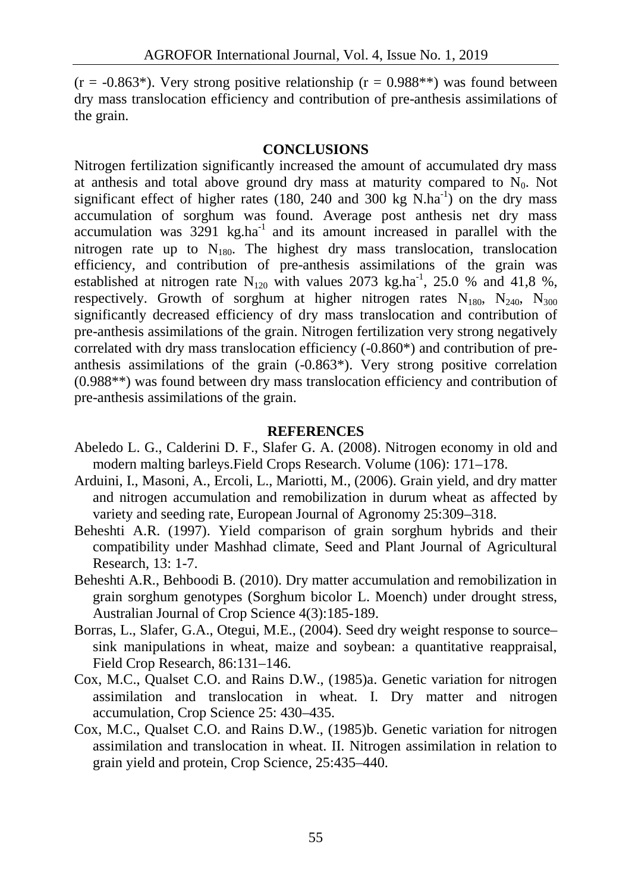($r$ = -0.863*). Very strong positive relationship ($r$ = 0.988**) was found between dry mass translocation efficiency and contribution of pre-anthesis assimilations of the grain.

## CONCLUSIONS

Nitrogen fertilization significantly increased the amount of accumulated dry mass at anthesis and total above ground dry mass at maturity compared to $N_0$. Not significant effect of higher rates (180, 240 and 300 kg $N.ha^{-1}$) on the dry mass accumulation of sorghum was found. Average post anthesis net dry mass accumulation was 3291 $kg.ha^{-1}$ and its amount increased in parallel with the nitrogen rate up to $N_{180}$. The highest dry mass translocation, translocation efficiency, and contribution of pre-anthesis assimilations of the grain was established at nitrogen rate $N_{120}$ with values 2073 $kg.ha^{-1}$, 25.0 % and 41,8 %, respectively. Growth of sorghum at higher nitrogen rates $N_{180}$, $N_{240}$, $N_{300}$ significantly decreased efficiency of dry mass translocation and contribution of pre-anthesis assimilations of the grain. Nitrogen fertilization very strong negatively correlated with dry mass translocation efficiency (-0.860*) and contribution of pre-anthesis assimilations of the grain (-0.863*). Very strong positive correlation (0.988**) was found between dry mass translocation efficiency and contribution of pre-anthesis assimilations of the grain.

## REFERENCES

Abeledo L. G., Calderini D. F., Slafer G. A. (2008). Nitrogen economy in old and modern malting barleys.Field Crops Research. Volume (106): 171–178.

Arduini, I., Masoni, A., Ercoli, L., Mariotti, M., (2006). Grain yield, and dry matter and nitrogen accumulation and remobilization in durum wheat as affected by variety and seeding rate, European Journal of Agronomy 25:309–318.

Beheshti A.R. (1997). Yield comparison of grain sorghum hybrids and their compatibility under Mashhad climate, Seed and Plant Journal of Agricultural Research, 13: 1-7.

Beheshti A.R., Behboodi B. (2010). Dry matter accumulation and remobilization in grain sorghum genotypes (Sorghum bicolor L. Moench) under drought stress, Australian Journal of Crop Science 4(3):185-189.

Borras, L., Slafer, G.A., Otegui, M.E., (2004). Seed dry weight response to source–sink manipulations in wheat, maize and soybean: a quantitative reappraisal, Field Crop Research, 86:131–146.

Cox, M.C., Qualset C.O. and Rains D.W., (1985)a. Genetic variation for nitrogen assimilation and translocation in wheat. I. Dry matter and nitrogen accumulation, Crop Science 25: 430–435.

Cox, M.C., Qualset C.O. and Rains D.W., (1985)b. Genetic variation for nitrogen assimilation and translocation in wheat. II. Nitrogen assimilation in relation to grain yield and protein, Crop Science, 25:435–440.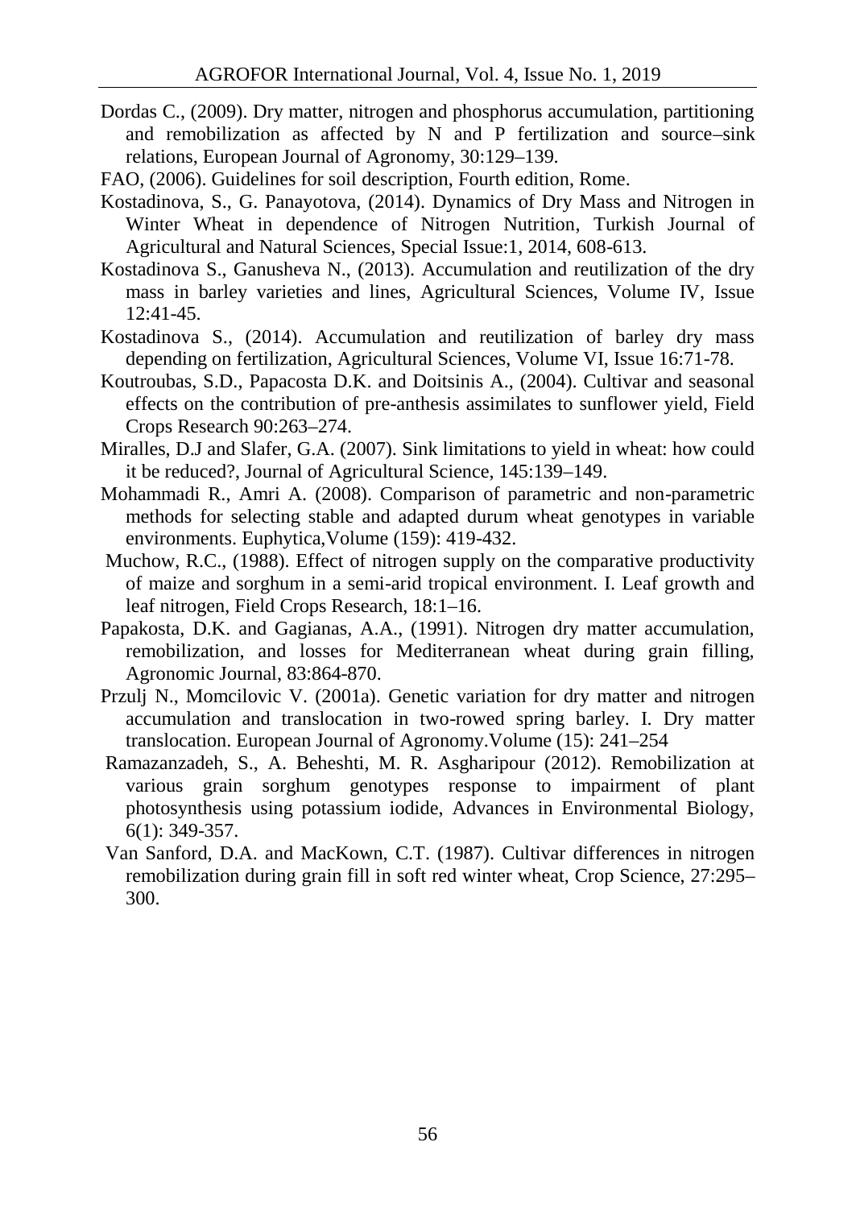Dordas C., (2009). Dry matter, nitrogen and phosphorus accumulation, partitioning and remobilization as affected by N and P fertilization and source–sink relations, European Journal of Agronomy, 30:129–139.

FAO, (2006). Guidelines for soil description, Fourth edition, Rome.

Kostadinova, S., G. Panayotova, (2014). Dynamics of Dry Mass and Nitrogen in Winter Wheat in dependence of Nitrogen Nutrition, Turkish Journal of Agricultural and Natural Sciences, Special Issue:1, 2014, 608-613.

Kostadinova S., Ganusheva N., (2013). Accumulation and reutilization of the dry mass in barley varieties and lines, Agricultural Sciences, Volume IV, Issue 12:41-45.

Kostadinova S., (2014). Accumulation and reutilization of barley dry mass depending on fertilization, Agricultural Sciences, Volume VI, Issue 16:71-78.

Koutroubas, S.D., Papacosta D.K. and Doitsinis A., (2004). Cultivar and seasonal effects on the contribution of pre-anthesis assimilates to sunflower yield, Field Crops Research 90:263–274.

Miralles, D.J and Slafer, G.A. (2007). Sink limitations to yield in wheat: how could it be reduced?, Journal of Agricultural Science, 145:139–149.

Mohammadi R., Amri A. (2008). Comparison of parametric and non-parametric methods for selecting stable and adapted durum wheat genotypes in variable environments. Euphytica,Volume (159): 419-432.

Muchow, R.C., (1988). Effect of nitrogen supply on the comparative productivity of maize and sorghum in a semi-arid tropical environment. I. Leaf growth and leaf nitrogen, Field Crops Research, 18:1–16.

Papakosta, D.K. and Gagianas, A.A., (1991). Nitrogen dry matter accumulation, remobilization, and losses for Mediterranean wheat during grain filling, Agronomic Journal, 83:864-870.

Przulj N., Momcilovic V. (2001a). Genetic variation for dry matter and nitrogen accumulation and translocation in two-rowed spring barley. I. Dry matter translocation. European Journal of Agronomy.Volume (15): 241–254

Ramazanzadeh, S., A. Beheshti, M. R. Asgharipour (2012). Remobilization at various grain sorghum genotypes response to impairment of plant photosynthesis using potassium iodide, Advances in Environmental Biology, 6(1): 349-357.

Van Sanford, D.A. and MacKown, C.T. (1987). Cultivar differences in nitrogen remobilization during grain fill in soft red winter wheat, Crop Science, 27:295–300.